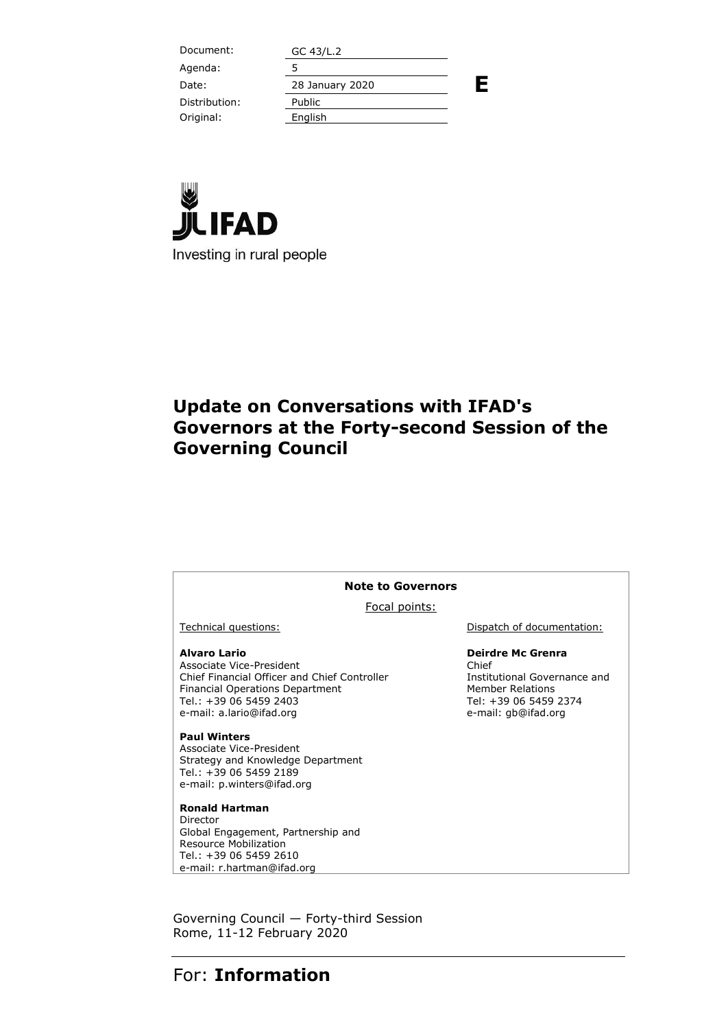| Document: | GC 43/L.2 |
|---|---|
| Agenda: | 5 |
| Date: | 28 January 2020 |
| Distribution: | Public |
| Original: | English |

**E**

IFAD

Investing in rural people

# Update on Conversations with IFAD's Governors at the Forty-second Session of the Governing Council

**Note to Governors**

Focal points:

Technical questions:

**Alvaro Lario**
Associate Vice-President
Chief Financial Officer and Chief Controller
Financial Operations Department
Tel.: +39 06 5459 2403
e-mail: a.lario@ifad.org

**Paul Winters**
Associate Vice-President
Strategy and Knowledge Department
Tel.: +39 06 5459 2189
e-mail: p.winters@ifad.org

**Ronald Hartman**
Director
Global Engagement, Partnership and Resource Mobilization
Tel.: +39 06 5459 2610
e-mail: r.hartman@ifad.org

Dispatch of documentation:

**Deirdre Mc Grenra**
Chief
Institutional Governance and Member Relations
Tel: +39 06 5459 2374
e-mail: gb@ifad.org

Governing Council — Forty-third Session
Rome, 11-12 February 2020

For: **Information**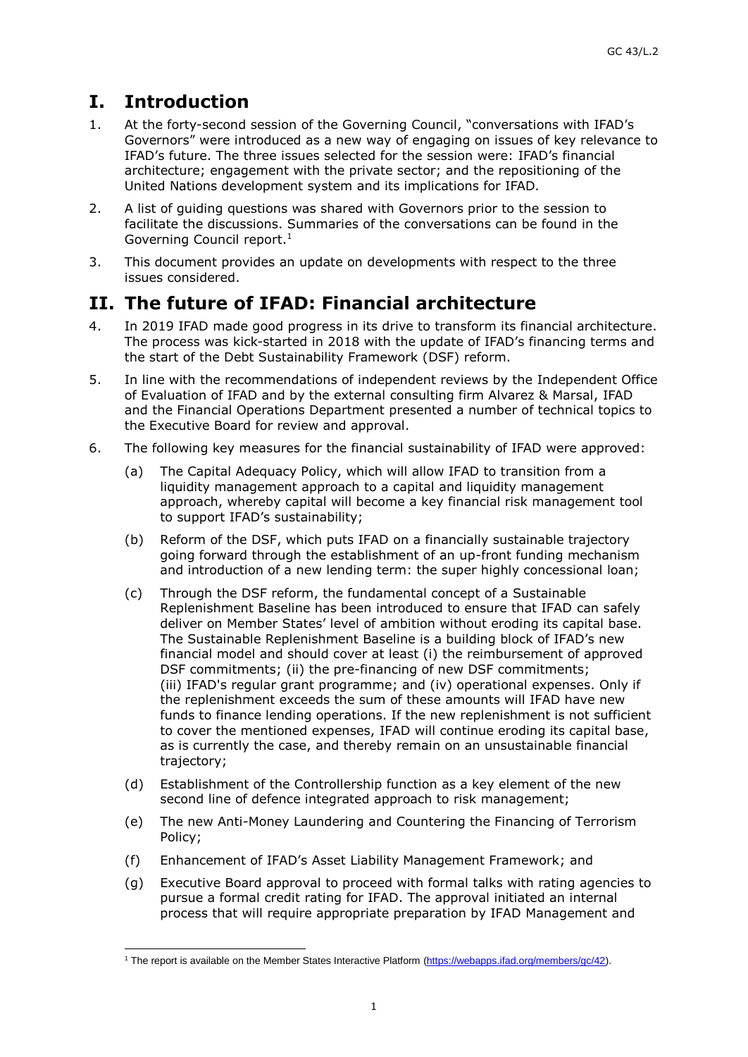# I. Introduction

1. At the forty-second session of the Governing Council, "conversations with IFAD's Governors" were introduced as a new way of engaging on issues of key relevance to IFAD's future. The three issues selected for the session were: IFAD's financial architecture; engagement with the private sector; and the repositioning of the United Nations development system and its implications for IFAD.

2. A list of guiding questions was shared with Governors prior to the session to facilitate the discussions. Summaries of the conversations can be found in the Governing Council report.[1]

3. This document provides an update on developments with respect to the three issues considered.

# II. The future of IFAD: Financial architecture

4. In 2019 IFAD made good progress in its drive to transform its financial architecture. The process was kick-started in 2018 with the update of IFAD's financing terms and the start of the Debt Sustainability Framework (DSF) reform.

5. In line with the recommendations of independent reviews by the Independent Office of Evaluation of IFAD and by the external consulting firm Alvarez & Marsal, IFAD and the Financial Operations Department presented a number of technical topics to the Executive Board for review and approval.

6. The following key measures for the financial sustainability of IFAD were approved:

   (a) The Capital Adequacy Policy, which will allow IFAD to transition from a liquidity management approach to a capital and liquidity management approach, whereby capital will become a key financial risk management tool to support IFAD's sustainability;

   (b) Reform of the DSF, which puts IFAD on a financially sustainable trajectory going forward through the establishment of an up-front funding mechanism and introduction of a new lending term: the super highly concessional loan;

   (c) Through the DSF reform, the fundamental concept of a Sustainable Replenishment Baseline has been introduced to ensure that IFAD can safely deliver on Member States' level of ambition without eroding its capital base. The Sustainable Replenishment Baseline is a building block of IFAD's new financial model and should cover at least (i) the reimbursement of approved DSF commitments; (ii) the pre-financing of new DSF commitments; (iii) IFAD's regular grant programme; and (iv) operational expenses. Only if the replenishment exceeds the sum of these amounts will IFAD have new funds to finance lending operations. If the new replenishment is not sufficient to cover the mentioned expenses, IFAD will continue eroding its capital base, as is currently the case, and thereby remain on an unsustainable financial trajectory;

   (d) Establishment of the Controllership function as a key element of the new second line of defence integrated approach to risk management;

   (e) The new Anti-Money Laundering and Countering the Financing of Terrorism Policy;

   (f) Enhancement of IFAD's Asset Liability Management Framework; and

   (g) Executive Board approval to proceed with formal talks with rating agencies to pursue a formal credit rating for IFAD. The approval initiated an internal process that will require appropriate preparation by IFAD Management and

---

[1] The report is available on the Member States Interactive Platform (https://webapps.ifad.org/members/gc/42).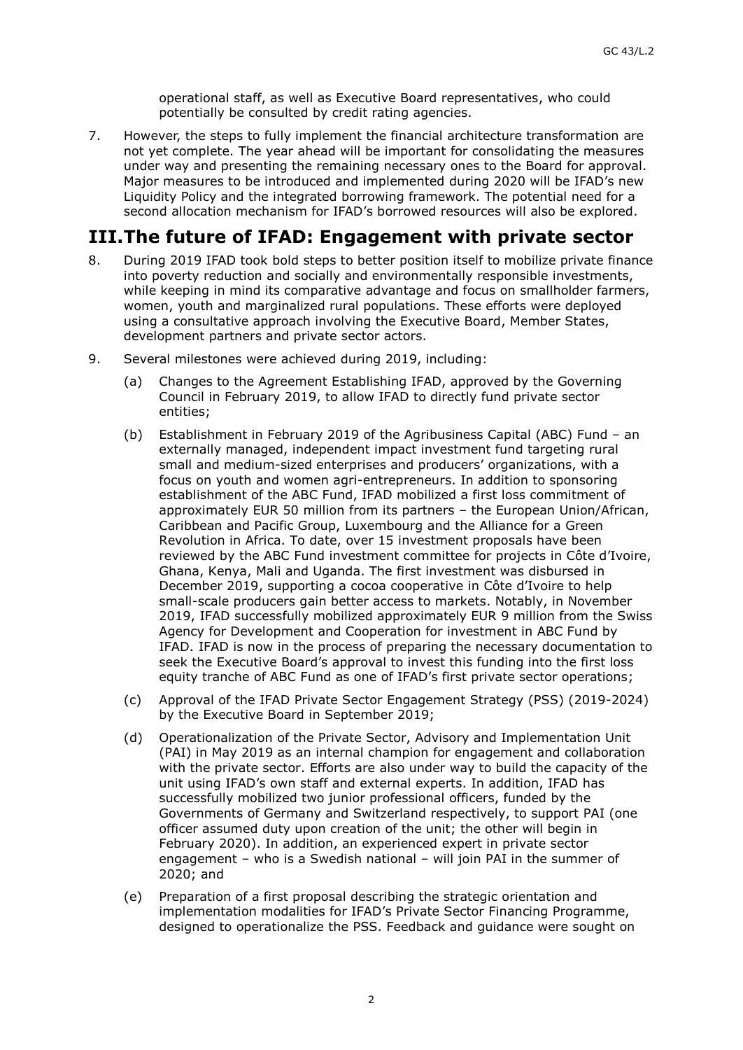operational staff, as well as Executive Board representatives, who could potentially be consulted by credit rating agencies.

7. However, the steps to fully implement the financial architecture transformation are not yet complete. The year ahead will be important for consolidating the measures under way and presenting the remaining necessary ones to the Board for approval. Major measures to be introduced and implemented during 2020 will be IFAD's new Liquidity Policy and the integrated borrowing framework. The potential need for a second allocation mechanism for IFAD's borrowed resources will also be explored.

# III. The future of IFAD: Engagement with private sector

8. During 2019 IFAD took bold steps to better position itself to mobilize private finance into poverty reduction and socially and environmentally responsible investments, while keeping in mind its comparative advantage and focus on smallholder farmers, women, youth and marginalized rural populations. These efforts were deployed using a consultative approach involving the Executive Board, Member States, development partners and private sector actors.

9. Several milestones were achieved during 2019, including:

   (a) Changes to the Agreement Establishing IFAD, approved by the Governing Council in February 2019, to allow IFAD to directly fund private sector entities;

   (b) Establishment in February 2019 of the Agribusiness Capital (ABC) Fund – an externally managed, independent impact investment fund targeting rural small and medium-sized enterprises and producers' organizations, with a focus on youth and women agri-entrepreneurs. In addition to sponsoring establishment of the ABC Fund, IFAD mobilized a first loss commitment of approximately EUR 50 million from its partners – the European Union/African, Caribbean and Pacific Group, Luxembourg and the Alliance for a Green Revolution in Africa. To date, over 15 investment proposals have been reviewed by the ABC Fund investment committee for projects in Côte d'Ivoire, Ghana, Kenya, Mali and Uganda. The first investment was disbursed in December 2019, supporting a cocoa cooperative in Côte d'Ivoire to help small-scale producers gain better access to markets. Notably, in November 2019, IFAD successfully mobilized approximately EUR 9 million from the Swiss Agency for Development and Cooperation for investment in ABC Fund by IFAD. IFAD is now in the process of preparing the necessary documentation to seek the Executive Board's approval to invest this funding into the first loss equity tranche of ABC Fund as one of IFAD's first private sector operations;

   (c) Approval of the IFAD Private Sector Engagement Strategy (PSS) (2019-2024) by the Executive Board in September 2019;

   (d) Operationalization of the Private Sector, Advisory and Implementation Unit (PAI) in May 2019 as an internal champion for engagement and collaboration with the private sector. Efforts are also under way to build the capacity of the unit using IFAD's own staff and external experts. In addition, IFAD has successfully mobilized two junior professional officers, funded by the Governments of Germany and Switzerland respectively, to support PAI (one officer assumed duty upon creation of the unit; the other will begin in February 2020). In addition, an experienced expert in private sector engagement – who is a Swedish national – will join PAI in the summer of 2020; and

   (e) Preparation of a first proposal describing the strategic orientation and implementation modalities for IFAD's Private Sector Financing Programme, designed to operationalize the PSS. Feedback and guidance were sought on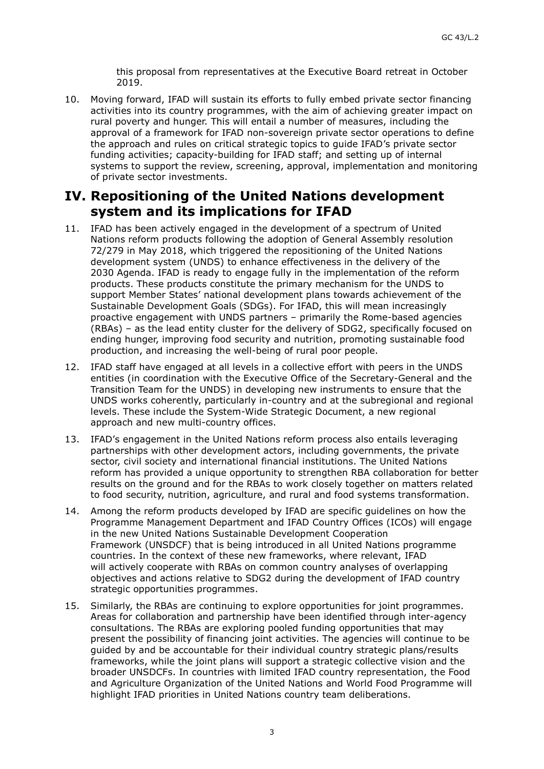this proposal from representatives at the Executive Board retreat in October 2019.

10. Moving forward, IFAD will sustain its efforts to fully embed private sector financing activities into its country programmes, with the aim of achieving greater impact on rural poverty and hunger. This will entail a number of measures, including the approval of a framework for IFAD non-sovereign private sector operations to define the approach and rules on critical strategic topics to guide IFAD's private sector funding activities; capacity-building for IFAD staff; and setting up of internal systems to support the review, screening, approval, implementation and monitoring of private sector investments.

# IV. Repositioning of the United Nations development system and its implications for IFAD

11. IFAD has been actively engaged in the development of a spectrum of United Nations reform products following the adoption of General Assembly resolution 72/279 in May 2018, which triggered the repositioning of the United Nations development system (UNDS) to enhance effectiveness in the delivery of the 2030 Agenda. IFAD is ready to engage fully in the implementation of the reform products. These products constitute the primary mechanism for the UNDS to support Member States' national development plans towards achievement of the Sustainable Development Goals (SDGs). For IFAD, this will mean increasingly proactive engagement with UNDS partners – primarily the Rome-based agencies (RBAs) – as the lead entity cluster for the delivery of SDG2, specifically focused on ending hunger, improving food security and nutrition, promoting sustainable food production, and increasing the well-being of rural poor people.

12. IFAD staff have engaged at all levels in a collective effort with peers in the UNDS entities (in coordination with the Executive Office of the Secretary-General and the Transition Team for the UNDS) in developing new instruments to ensure that the UNDS works coherently, particularly in-country and at the subregional and regional levels. These include the System-Wide Strategic Document, a new regional approach and new multi-country offices.

13. IFAD's engagement in the United Nations reform process also entails leveraging partnerships with other development actors, including governments, the private sector, civil society and international financial institutions. The United Nations reform has provided a unique opportunity to strengthen RBA collaboration for better results on the ground and for the RBAs to work closely together on matters related to food security, nutrition, agriculture, and rural and food systems transformation.

14. Among the reform products developed by IFAD are specific guidelines on how the Programme Management Department and IFAD Country Offices (ICOs) will engage in the new United Nations Sustainable Development Cooperation Framework (UNSDCF) that is being introduced in all United Nations programme countries. In the context of these new frameworks, where relevant, IFAD will actively cooperate with RBAs on common country analyses of overlapping objectives and actions relative to SDG2 during the development of IFAD country strategic opportunities programmes.

15. Similarly, the RBAs are continuing to explore opportunities for joint programmes. Areas for collaboration and partnership have been identified through inter-agency consultations. The RBAs are exploring pooled funding opportunities that may present the possibility of financing joint activities. The agencies will continue to be guided by and be accountable for their individual country strategic plans/results frameworks, while the joint plans will support a strategic collective vision and the broader UNSDCFs. In countries with limited IFAD country representation, the Food and Agriculture Organization of the United Nations and World Food Programme will highlight IFAD priorities in United Nations country team deliberations.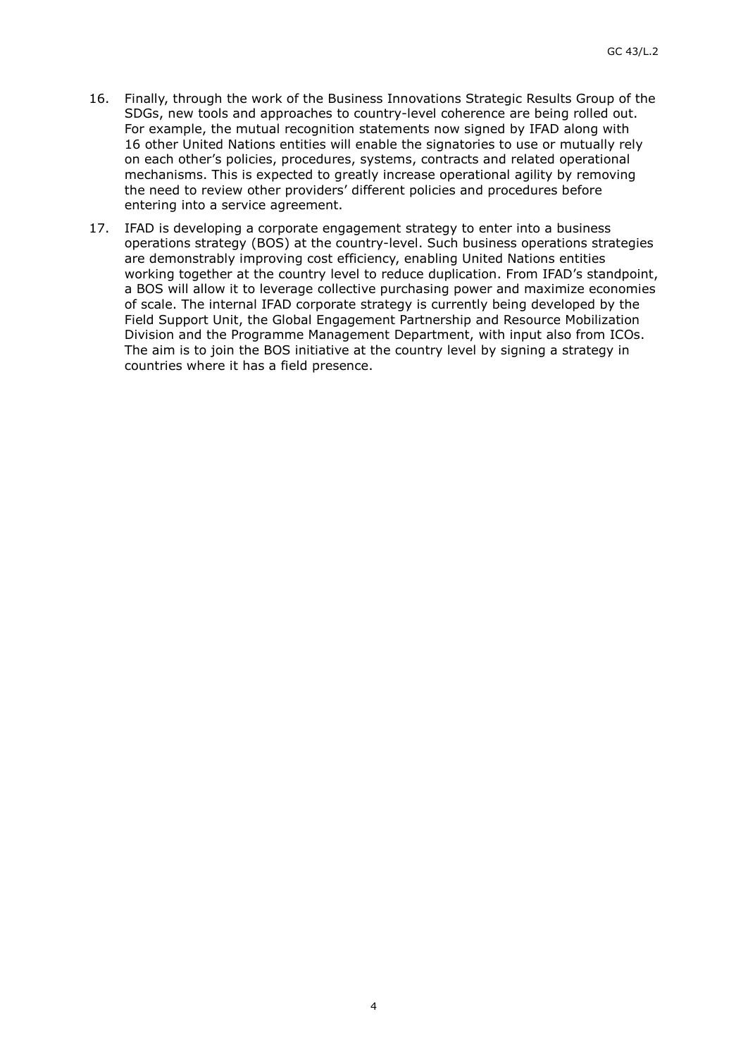16. Finally, through the work of the Business Innovations Strategic Results Group of the SDGs, new tools and approaches to country-level coherence are being rolled out. For example, the mutual recognition statements now signed by IFAD along with 16 other United Nations entities will enable the signatories to use or mutually rely on each other's policies, procedures, systems, contracts and related operational mechanisms. This is expected to greatly increase operational agility by removing the need to review other providers' different policies and procedures before entering into a service agreement.

17. IFAD is developing a corporate engagement strategy to enter into a business operations strategy (BOS) at the country-level. Such business operations strategies are demonstrably improving cost efficiency, enabling United Nations entities working together at the country level to reduce duplication. From IFAD's standpoint, a BOS will allow it to leverage collective purchasing power and maximize economies of scale. The internal IFAD corporate strategy is currently being developed by the Field Support Unit, the Global Engagement Partnership and Resource Mobilization Division and the Programme Management Department, with input also from ICOs. The aim is to join the BOS initiative at the country level by signing a strategy in countries where it has a field presence.